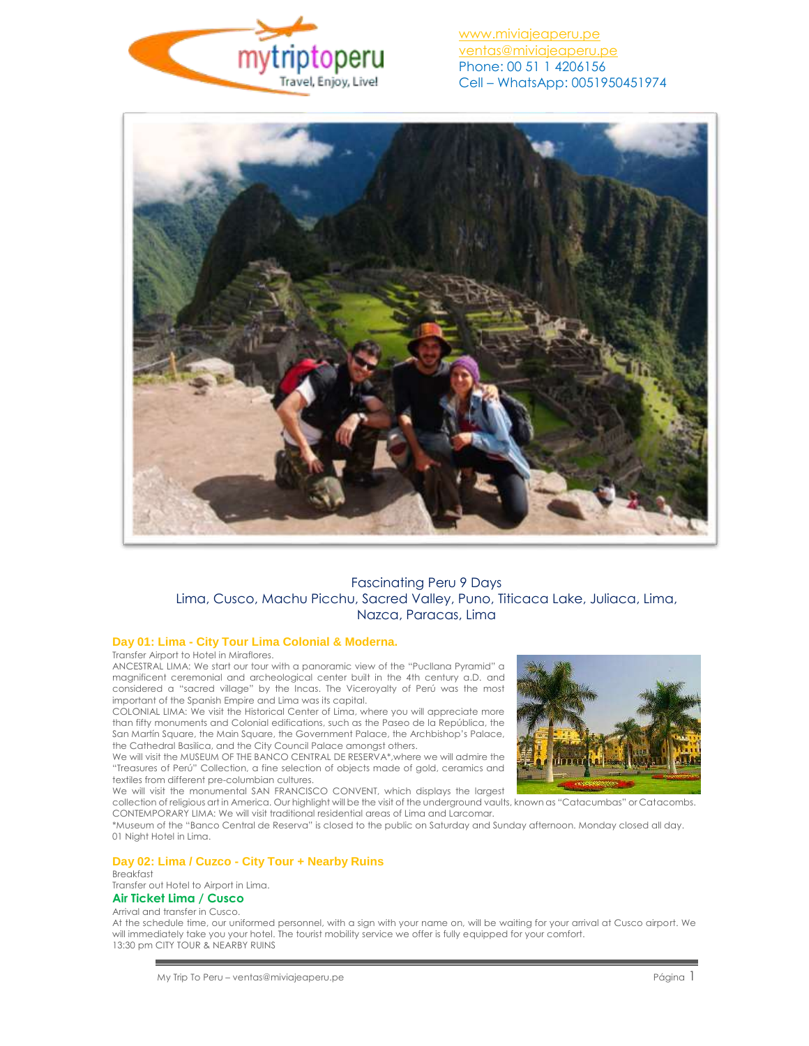www.miviajeaperu.pe
ventas@miviajeaperu.pe
Phone: 00 51 1 4206156
Cell – WhatsApp: 0051950451974

# Fascinating Peru 9 Days

Lima, Cusco, Machu Picchu, Sacred Valley, Puno, Titicaca Lake, Juliaca, Lima, Nazca, Paracas, Lima

## Day 01: Lima - City Tour Lima Colonial & Moderna.

Transfer Airport to Hotel in Miraflores.

ANCESTRAL LIMA: We start our tour with a panoramic view of the "Pucllana Pyramid" a magnificent ceremonial and archeological center built in the 4th century a.D. and considered a "sacred village" by the Incas. The Viceroyalty of Perú was the most important of the Spanish Empire and Lima was its capital.

COLONIAL LIMA: We visit the Historical Center of Lima, where you will appreciate more than fifty monuments and Colonial edifications, such as the Paseo de la República, the San Martín Square, the Main Square, the Government Palace, the Archbishop's Palace, the Cathedral Basilica, and the City Council Palace amongst others.

We will visit the MUSEUM OF THE BANCO CENTRAL DE RESERVA*,where we will admire the "Treasures of Perú" Collection, a fine selection of objects made of gold, ceramics and textiles from different pre-columbian cultures.

We will visit the monumental SAN FRANCISCO CONVENT, which displays the largest collection of religious art in America. Our highlight will be the visit of the underground vaults, known as "Catacumbas" or Catacombs.

CONTEMPORARY LIMA: We will visit traditional residential areas of Lima and Larcomar.

*Museum of the "Banco Central de Reserva" is closed to the public on Saturday and Sunday afternoon. Monday closed all day.

01 Night Hotel in Lima.

## Day 02: Lima / Cuzco - City Tour + Nearby Ruins

Breakfast

Transfer out Hotel to Airport in Lima.

### Air Ticket Lima / Cusco

Arrival and transfer in Cusco.

At the schedule time, our uniformed personnel, with a sign with your name on, will be waiting for your arrival at Cusco airport. We will immediately take you your hotel. The tourist mobility service we offer is fully equipped for your comfort.

13:30 pm CITY TOUR & NEARBY RUINS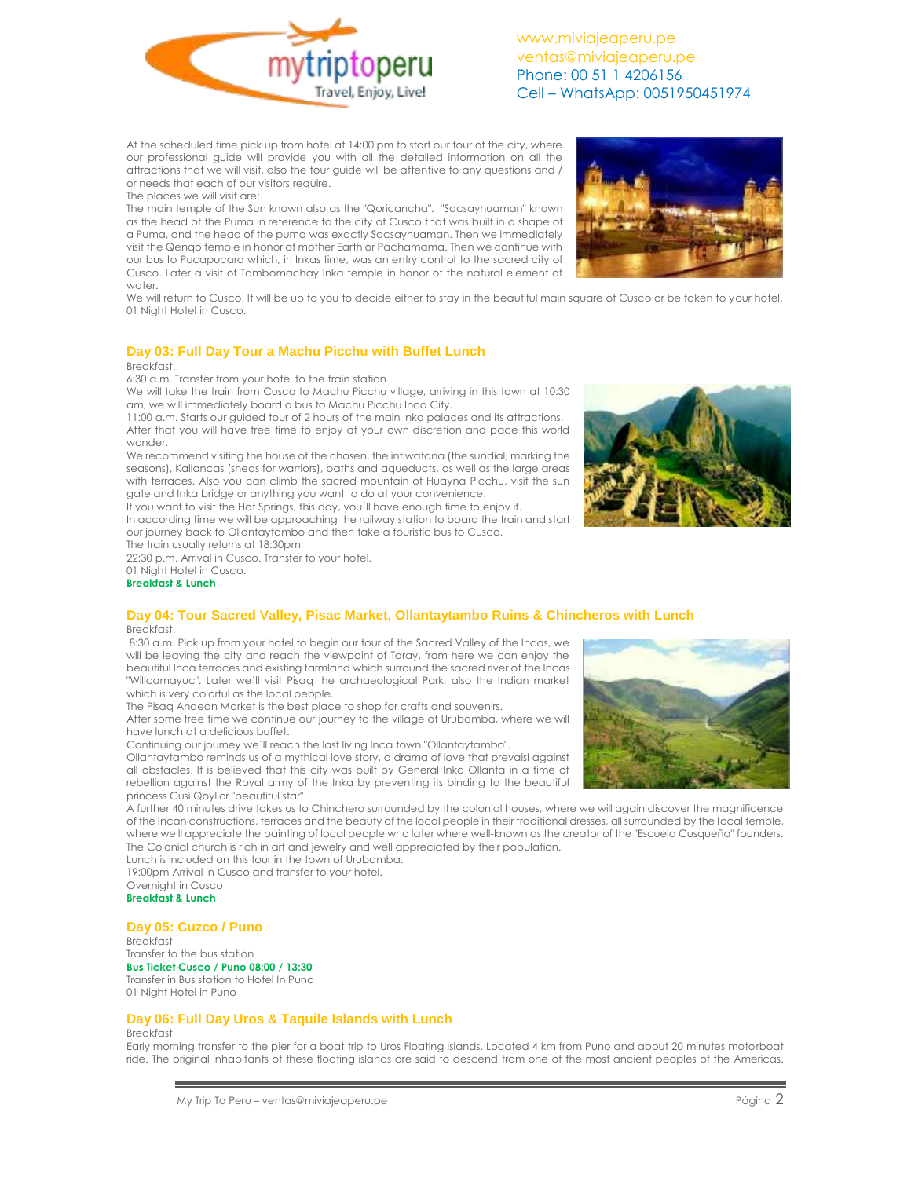At the scheduled time pick up from hotel at 14:00 pm to start our tour of the city, where our professional guide will provide you with all the detailed information on all the attractions that we will visit, also the tour guide will be attentive to any questions and / or needs that each of our visitors require.

The places we will visit are:

The main temple of the Sun known also as the "Qoricancha". "Sacsayhuaman" known as the head of the Puma in reference to the city of Cusco that was built in a shape of a Puma, and the head of the puma was exactly Sacsayhuaman. Then we immediately visit the Qenqo temple in honor of mother Earth or Pachamama. Then we continue with our bus to Pucapucara which, in Inkas time, was an entry control to the sacred city of Cusco. Later a visit of Tambomachay Inka temple in honor of the natural element of water.

We will return to Cusco. It will be up to you to decide either to stay in the beautiful main square of Cusco or be taken to your hotel.

01 Night Hotel in Cusco.

## Day 03: Full Day Tour a Machu Picchu with Buffet Lunch

Breakfast.

6:30 a.m. Transfer from your hotel to the train station

We will take the train from Cusco to Machu Picchu village, arriving in this town at 10:30 am, we will immediately board a bus to Machu Picchu Inca City.

11:00 a.m. Starts our guided tour of 2 hours of the main Inka palaces and its attractions. After that you will have free time to enjoy at your own discretion and pace this world wonder.

We recommend visiting the house of the chosen, the intiwatana (the sundial, marking the seasons), Kallancas (sheds for warriors), baths and aqueducts, as well as the large areas with terraces. Also you can climb the sacred mountain of Huayna Picchu, visit the sun gate and Inka bridge or anything you want to do at your convenience.

If you want to visit the Hot Springs, this day, you´ll have enough time to enjoy it.

In according time we will be approaching the railway station to board the train and start our journey back to Ollantaytambo and then take a touristic bus to Cusco.

The train usually returns at 18:30pm

22:30 p.m. Arrival in Cusco. Transfer to your hotel.

01 Night Hotel in Cusco.

**Breakfast & Lunch**

## Day 04: Tour Sacred Valley, Pisac Market, Ollantaytambo Ruins & Chincheros with Lunch

Breakfast.

8:30 a.m. Pick up from your hotel to begin our tour of the Sacred Valley of the Incas, we will be leaving the city and reach the viewpoint of Taray, from here we can enjoy the beautiful Inca terraces and existing farmland which surround the sacred river of the Incas "Willcamayuc". Later we´ll visit Pisaq the archaeological Park, also the Indian market which is very colorful as the local people.

The Pisaq Andean Market is the best place to shop for crafts and souvenirs.

After some free time we continue our journey to the village of Urubamba, where we will have lunch at a delicious buffet.

Continuing our journey we´ll reach the last living Inca town "Ollantaytambo".

Ollantaytambo reminds us of a mythical love story, a drama of love that prevaisl against all obstacles. It is believed that this city was built by General Inka Ollanta in a time of rebellion against the Royal army of the Inka by preventing its binding to the beautiful princess Cusi Qoyllor "beautiful star".

A further 40 minutes drive takes us to Chinchero surrounded by the colonial houses, where we will again discover the magnificence of the Incan constructions, terraces and the beauty of the local people in their traditional dresses, all surrounded by the local temple, where we'll appreciate the painting of local people who later where well-known as the creator of the "Escuela Cusqueña" founders. The Colonial church is rich in art and jewelry and well appreciated by their population.

Lunch is included on this tour in the town of Urubamba.

19:00pm Arrival in Cusco and transfer to your hotel.

Overnight in Cusco

**Breakfast & Lunch**

## Day 05: Cuzco / Puno

Breakfast

Transfer to the bus station

**Bus Ticket Cusco / Puno 08:00 / 13:30**

Transfer in Bus station to Hotel In Puno

01 Night Hotel in Puno

## Day 06: Full Day Uros & Taquile Islands with Lunch

Breakfast

Early morning transfer to the pier for a boat trip to Uros Floating Islands. Located 4 km from Puno and about 20 minutes motorboat ride. The original inhabitants of these floating islands are said to descend from one of the most ancient peoples of the Americas.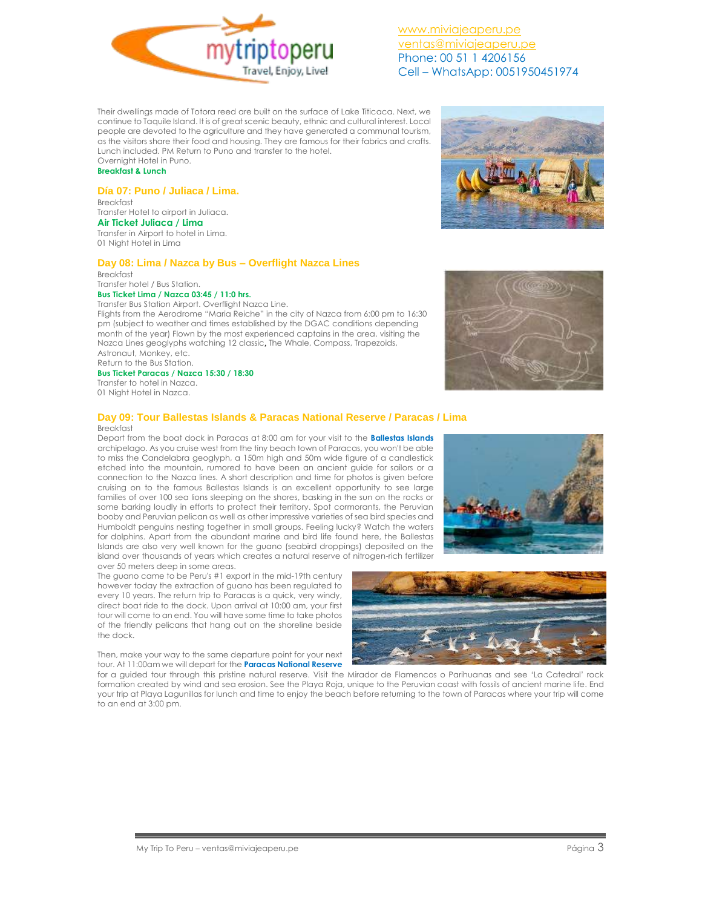Their dwellings made of Totora reed are built on the surface of Lake Titicaca. Next, we continue to Taquile Island. It is of great scenic beauty, ethnic and cultural interest. Local people are devoted to the agriculture and they have generated a communal tourism, as the visitors share their food and housing. They are famous for their fabrics and crafts. Lunch included. PM Return to Puno and transfer to the hotel.
Overnight Hotel in Puno.
**Breakfast & Lunch**

## Día 07: Puno / Juliaca / Lima.

Breakfast
Transfer Hotel to airport in Juliaca.
**Air Ticket Juliaca / Lima**
Transfer in Airport to hotel in Lima.
01 Night Hotel in Lima

## Day 08: Lima / Nazca by Bus – Overflight Nazca Lines

Breakfast
Transfer hotel / Bus Station.
**Bus Ticket Lima / Nazca 03:45 / 11:0 hrs.**
Transfer Bus Station Airport. Overflight Nazca Line.
Flights from the Aerodrome "Maria Reiche" in the city of Nazca from 6:00 pm to 16:30 pm (subject to weather and times established by the DGAC conditions depending month of the year) Flown by the most experienced captains in the area, visiting the Nazca Lines geoglyphs watching 12 classic**,** The Whale, Compass, Trapezoids, Astronaut, Monkey, etc.
Return to the Bus Station.
**Bus Ticket Paracas / Nazca 15:30 / 18:30**
Transfer to hotel in Nazca.
01 Night Hotel in Nazca.

## Day 09: Tour Ballestas Islands & Paracas National Reserve / Paracas / Lima

Breakfast
Depart from the boat dock in Paracas at 8:00 am for your visit to the **Ballestas Islands** archipelago. As you cruise west from the tiny beach town of Paracas, you won't be able to miss the Candelabra geoglyph, a 150m high and 50m wide figure of a candlestick etched into the mountain, rumored to have been an ancient guide for sailors or a connection to the Nazca lines. A short description and time for photos is given before cruising on to the famous Ballestas Islands is an excellent opportunity to see large families of over 100 sea lions sleeping on the shores, basking in the sun on the rocks or some barking loudly in efforts to protect their territory. Spot cormorants, the Peruvian booby and Peruvian pelican as well as other impressive varieties of sea bird species and Humboldt penguins nesting together in small groups. Feeling lucky? Watch the waters for dolphins. Apart from the abundant marine and bird life found here, the Ballestas Islands are also very well known for the guano (seabird droppings) deposited on the island over thousands of years which creates a natural reserve of nitrogen-rich fertilizer over 50 meters deep in some areas.
The guano came to be Peru's #1 export in the mid-19th century however today the extraction of guano has been regulated to every 10 years. The return trip to Paracas is a quick, very windy, direct boat ride to the dock. Upon arrival at 10:00 am, your first tour will come to an end. You will have some time to take photos of the friendly pelicans that hang out on the shoreline beside the dock.

Then, make your way to the same departure point for your next tour. At 11:00am we will depart for the **Paracas National Reserve** for a guided tour through this pristine natural reserve. Visit the Mirador de Flamencos o Parihuanas and see 'La Catedral' rock formation created by wind and sea erosion. See the Playa Roja, unique to the Peruvian coast with fossils of ancient marine life. End your trip at Playa Lagunillas for lunch and time to enjoy the beach before returning to the town of Paracas where your trip will come to an end at 3:00 pm.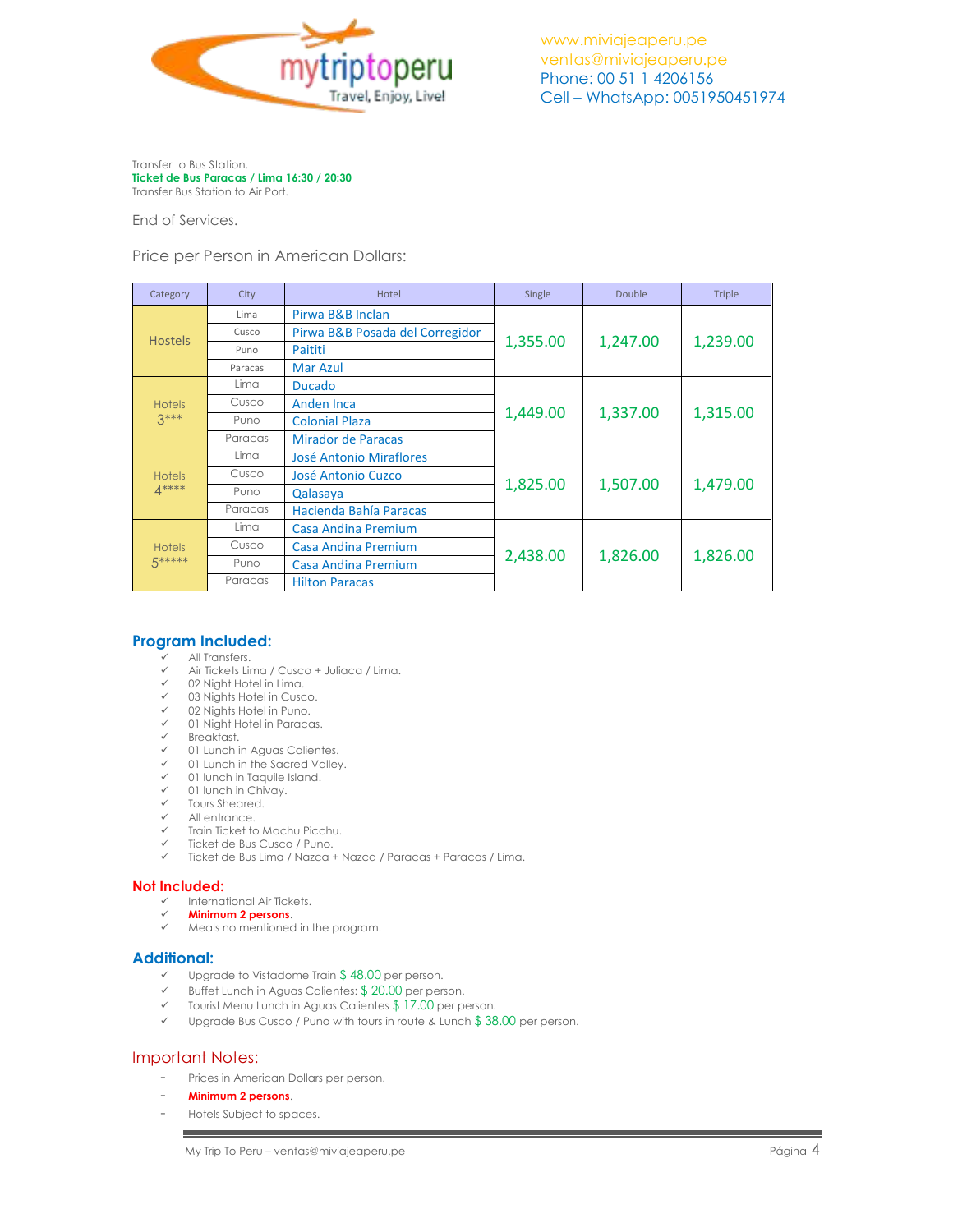Transfer to Bus Station.
**Ticket de Bus Paracas / Lima 16:30 / 20:30**
Transfer Bus Station to Air Port.

End of Services.

Price per Person in American Dollars:

| Category | City | Hotel | Single | Double | Triple |
|---|---|---|---|---|---|
| Hostels | Lima | Pirwa B&B Inclan | 1,355.00 | 1,247.00 | 1,239.00 |
| | Cusco | Pirwa B&B Posada del Corregidor | | | |
| | Puno | Paititi | | | |
| | Paracas | Mar Azul | | | |
| Hotels 3*** | Lima | Ducado | 1,449.00 | 1,337.00 | 1,315.00 |
| | Cusco | Anden Inca | | | |
| | Puno | Colonial Plaza | | | |
| | Paracas | Mirador de Paracas | | | |
| Hotels 4**** | Lima | José Antonio Miraflores | 1,825.00 | 1,507.00 | 1,479.00 |
| | Cusco | José Antonio Cuzco | | | |
| | Puno | Qalasaya | | | |
| | Paracas | Hacienda Bahía Paracas | | | |
| Hotels 5***** | Lima | Casa Andina Premium | 2,438.00 | 1,826.00 | 1,826.00 |
| | Cusco | Casa Andina Premium | | | |
| | Puno | Casa Andina Premium | | | |
| | Paracas | Hilton Paracas | | | |

## Program Included:

- ✓ All Transfers.
- ✓ Air Tickets Lima / Cusco + Juliaca / Lima.
- ✓ 02 Night Hotel in Lima.
- ✓ 03 Nights Hotel in Cusco.
- ✓ 02 Nights Hotel in Puno.
- ✓ 01 Night Hotel in Paracas.
- ✓ Breakfast.
- ✓ 01 Lunch in Aguas Calientes.
- ✓ 01 Lunch in the Sacred Valley.
- ✓ 01 lunch in Taquile Island.
- ✓ 01 lunch in Chivay.
- ✓ Tours Sheared.
- ✓ All entrance.
- ✓ Train Ticket to Machu Picchu.
- ✓ Ticket de Bus Cusco / Puno.
- ✓ Ticket de Bus Lima / Nazca + Nazca / Paracas + Paracas / Lima.

## Not Included:

- ✓ International Air Tickets.
- ✓ **Minimum 2 persons**.
- ✓ Meals no mentioned in the program.

## Additional:

- ✓ Upgrade to Vistadome Train $ 48.00 per person.
- ✓ Buffet Lunch in Aguas Calientes: $ 20.00 per person.
- ✓ Tourist Menu Lunch in Aguas Calientes $ 17.00 per person.
- ✓ Upgrade Bus Cusco / Puno with tours in route & Lunch $ 38.00 per person.

## Important Notes:

- Prices in American Dollars per person.
- **Minimum 2 persons**.
- Hotels Subject to spaces.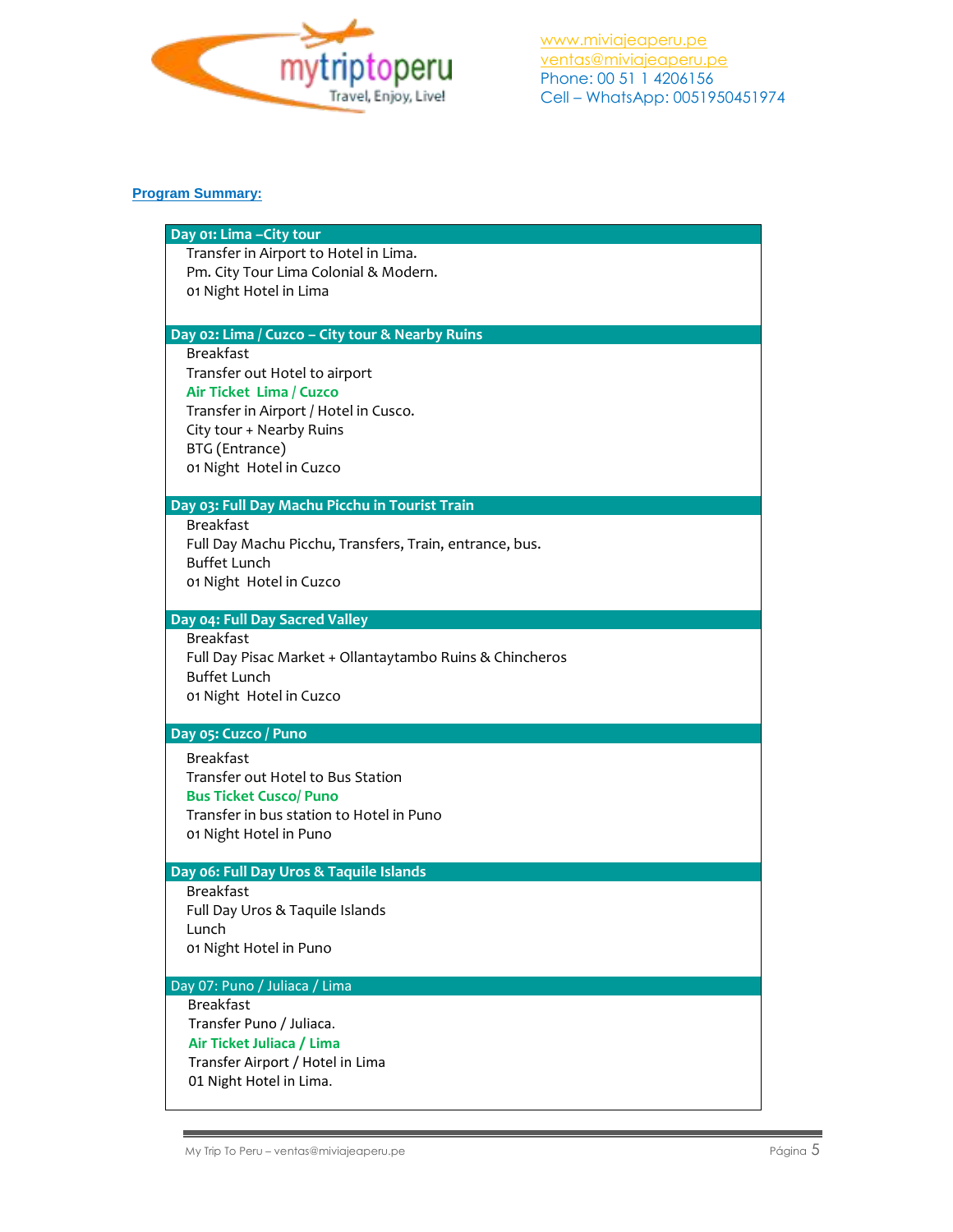www.miviajeaperu.pe
ventas@miviajeaperu.pe
Phone: 00 51 1 4206156
Cell – WhatsApp: 0051950451974

## Program Summary:

### Day 01: Lima –City tour

Transfer in Airport to Hotel in Lima.
Pm. City Tour Lima Colonial & Modern.
01 Night Hotel in Lima

### Day 02: Lima / Cuzco – City tour & Nearby Ruins

Breakfast
Transfer out Hotel to airport
**Air Ticket Lima / Cuzco**
Transfer in Airport / Hotel in Cusco.
City tour + Nearby Ruins
BTG (Entrance)
01 Night Hotel in Cuzco

### Day 03: Full Day Machu Picchu in Tourist Train

Breakfast
Full Day Machu Picchu, Transfers, Train, entrance, bus.
Buffet Lunch
01 Night Hotel in Cuzco

### Day 04: Full Day Sacred Valley

Breakfast
Full Day Pisac Market + Ollantaytambo Ruins & Chincheros
Buffet Lunch
01 Night Hotel in Cuzco

### Day 05: Cuzco / Puno

Breakfast
Transfer out Hotel to Bus Station
**Bus Ticket Cusco/ Puno**
Transfer in bus station to Hotel in Puno
01 Night Hotel in Puno

### Day 06: Full Day Uros & Taquile Islands

Breakfast
Full Day Uros & Taquile Islands
Lunch
01 Night Hotel in Puno

### Day 07: Puno / Juliaca / Lima

Breakfast
Transfer Puno / Juliaca.
**Air Ticket Juliaca / Lima**
Transfer Airport / Hotel in Lima
01 Night Hotel in Lima.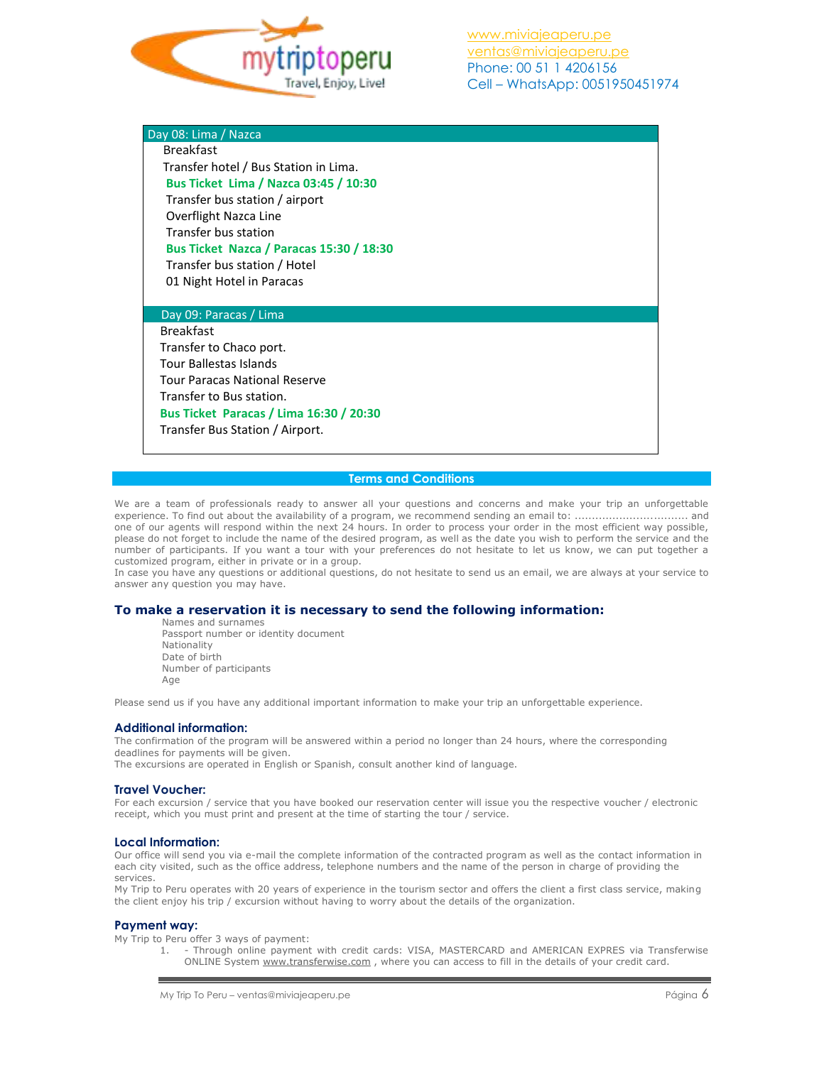## Day 08: Lima / Nazca

Breakfast
Transfer hotel / Bus Station in Lima.
**Bus Ticket Lima / Nazca 03:45 / 10:30**
Transfer bus station / airport
Overflight Nazca Line
Transfer bus station
**Bus Ticket Nazca / Paracas 15:30 / 18:30**
Transfer bus station / Hotel
01 Night Hotel in Paracas

## Day 09: Paracas / Lima

Breakfast
Transfer to Chaco port.
Tour Ballestas Islands
Tour Paracas National Reserve
Transfer to Bus station.
**Bus Ticket Paracas / Lima 16:30 / 20:30**
Transfer Bus Station / Airport.

## Terms and Conditions

We are a team of professionals ready to answer all your questions and concerns and make your trip an unforgettable experience. To find out about the availability of a program, we recommend sending an email to: ................................ and one of our agents will respond within the next 24 hours. In order to process your order in the most efficient way possible, please do not forget to include the name of the desired program, as well as the date you wish to perform the service and the number of participants. If you want a tour with your preferences do not hesitate to let us know, we can put together a customized program, either in private or in a group.
In case you have any questions or additional questions, do not hesitate to send us an email, we are always at your service to answer any question you may have.

### To make a reservation it is necessary to send the following information:

Names and surnames
Passport number or identity document
Nationality
Date of birth
Number of participants
Age

Please send us if you have any additional important information to make your trip an unforgettable experience.

### Additional information:

The confirmation of the program will be answered within a period no longer than 24 hours, where the corresponding deadlines for payments will be given.
The excursions are operated in English or Spanish, consult another kind of language.

### Travel Voucher:

For each excursion / service that you have booked our reservation center will issue you the respective voucher / electronic receipt, which you must print and present at the time of starting the tour / service.

### Local Information:

Our office will send you via e-mail the complete information of the contracted program as well as the contact information in each city visited, such as the office address, telephone numbers and the name of the person in charge of providing the services.
My Trip to Peru operates with 20 years of experience in the tourism sector and offers the client a first class service, making the client enjoy his trip / excursion without having to worry about the details of the organization.

### Payment way:

My Trip to Peru offer 3 ways of payment:

1. - Through online payment with credit cards: VISA, MASTERCARD and AMERICAN EXPRES via Transferwise ONLINE System www.transferwise.com , where you can access to fill in the details of your credit card.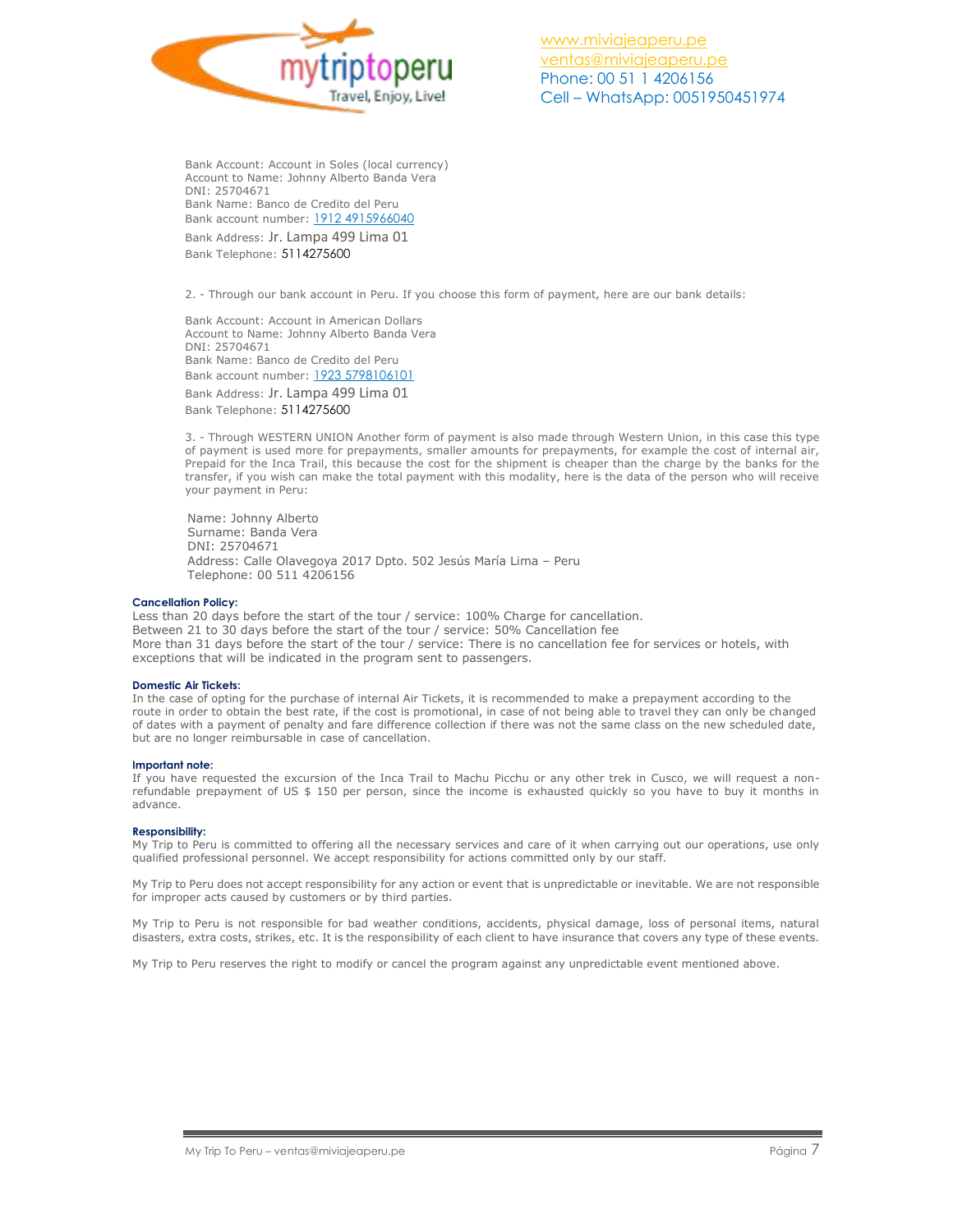Bank Account: Account in Soles (local currency)
Account to Name: Johnny Alberto Banda Vera
DNI: 25704671
Bank Name: Banco de Credito del Peru
Bank account number: 1912 4915966040
Bank Address: Jr. Lampa 499 Lima 01
Bank Telephone: 5114275600

2. - Through our bank account in Peru. If you choose this form of payment, here are our bank details:

Bank Account: Account in American Dollars
Account to Name: Johnny Alberto Banda Vera
DNI: 25704671
Bank Name: Banco de Credito del Peru
Bank account number: 1923 5798106101
Bank Address: Jr. Lampa 499 Lima 01
Bank Telephone: 5114275600

3. - Through WESTERN UNION Another form of payment is also made through Western Union, in this case this type of payment is used more for prepayments, smaller amounts for prepayments, for example the cost of internal air, Prepaid for the Inca Trail, this because the cost for the shipment is cheaper than the charge by the banks for the transfer, if you wish can make the total payment with this modality, here is the data of the person who will receive your payment in Peru:

Name: Johnny Alberto
Surname: Banda Vera
DNI: 25704671
Address: Calle Olavegoya 2017 Dpto. 502 Jesús María Lima – Peru
Telephone: 00 511 4206156

**Cancellation Policy:**
Less than 20 days before the start of the tour / service: 100% Charge for cancellation.
Between 21 to 30 days before the start of the tour / service: 50% Cancellation fee
More than 31 days before the start of the tour / service: There is no cancellation fee for services or hotels, with exceptions that will be indicated in the program sent to passengers.

**Domestic Air Tickets:**
In the case of opting for the purchase of internal Air Tickets, it is recommended to make a prepayment according to the route in order to obtain the best rate, if the cost is promotional, in case of not being able to travel they can only be changed of dates with a payment of penalty and fare difference collection if there was not the same class on the new scheduled date, but are no longer reimbursable in case of cancellation.

**Important note:**
If you have requested the excursion of the Inca Trail to Machu Picchu or any other trek in Cusco, we will request a non-refundable prepayment of US $ 150 per person, since the income is exhausted quickly so you have to buy it months in advance.

**Responsibility:**
My Trip to Peru is committed to offering all the necessary services and care of it when carrying out our operations, use only qualified professional personnel. We accept responsibility for actions committed only by our staff.

My Trip to Peru does not accept responsibility for any action or event that is unpredictable or inevitable. We are not responsible for improper acts caused by customers or by third parties.

My Trip to Peru is not responsible for bad weather conditions, accidents, physical damage, loss of personal items, natural disasters, extra costs, strikes, etc. It is the responsibility of each client to have insurance that covers any type of these events.

My Trip to Peru reserves the right to modify or cancel the program against any unpredictable event mentioned above.